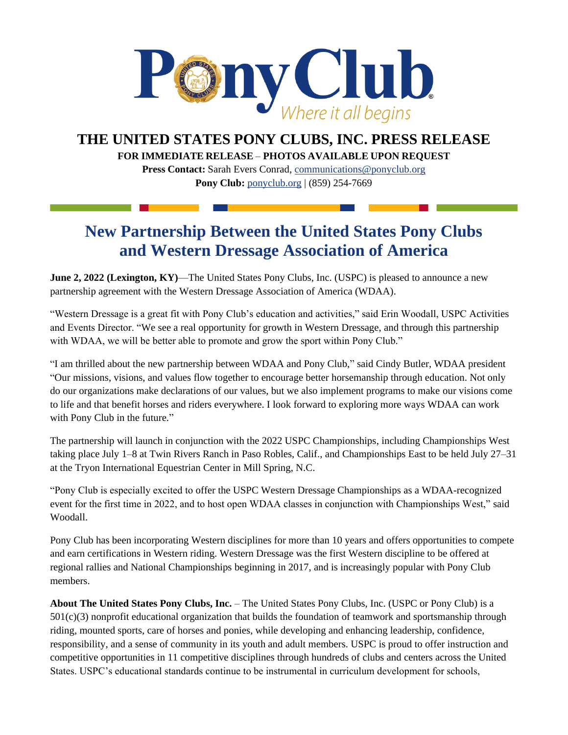Pony Club

*Where it all begins*

# THE UNITED STATES PONY CLUBS, INC. PRESS RELEASE

**FOR IMMEDIATE RELEASE – PHOTOS AVAILABLE UPON REQUEST**

**Press Contact:** Sarah Evers Conrad, communications@ponyclub.org

**Pony Club:** ponyclub.org | (859) 254-7669

## New Partnership Between the United States Pony Clubs and Western Dressage Association of America

**June 2, 2022 (Lexington, KY)**—The United States Pony Clubs, Inc. (USPC) is pleased to announce a new partnership agreement with the Western Dressage Association of America (WDAA).

"Western Dressage is a great fit with Pony Club's education and activities," said Erin Woodall, USPC Activities and Events Director. "We see a real opportunity for growth in Western Dressage, and through this partnership with WDAA, we will be better able to promote and grow the sport within Pony Club."

"I am thrilled about the new partnership between WDAA and Pony Club," said Cindy Butler, WDAA president "Our missions, visions, and values flow together to encourage better horsemanship through education. Not only do our organizations make declarations of our values, but we also implement programs to make our visions come to life and that benefit horses and riders everywhere. I look forward to exploring more ways WDAA can work with Pony Club in the future."

The partnership will launch in conjunction with the 2022 USPC Championships, including Championships West taking place July 1–8 at Twin Rivers Ranch in Paso Robles, Calif., and Championships East to be held July 27–31 at the Tryon International Equestrian Center in Mill Spring, N.C.

"Pony Club is especially excited to offer the USPC Western Dressage Championships as a WDAA-recognized event for the first time in 2022, and to host open WDAA classes in conjunction with Championships West," said Woodall.

Pony Club has been incorporating Western disciplines for more than 10 years and offers opportunities to compete and earn certifications in Western riding. Western Dressage was the first Western discipline to be offered at regional rallies and National Championships beginning in 2017, and is increasingly popular with Pony Club members.

**About The United States Pony Clubs, Inc.** – The United States Pony Clubs, Inc. (USPC or Pony Club) is a 501(c)(3) nonprofit educational organization that builds the foundation of teamwork and sportsmanship through riding, mounted sports, care of horses and ponies, while developing and enhancing leadership, confidence, responsibility, and a sense of community in its youth and adult members. USPC is proud to offer instruction and competitive opportunities in 11 competitive disciplines through hundreds of clubs and centers across the United States. USPC's educational standards continue to be instrumental in curriculum development for schools,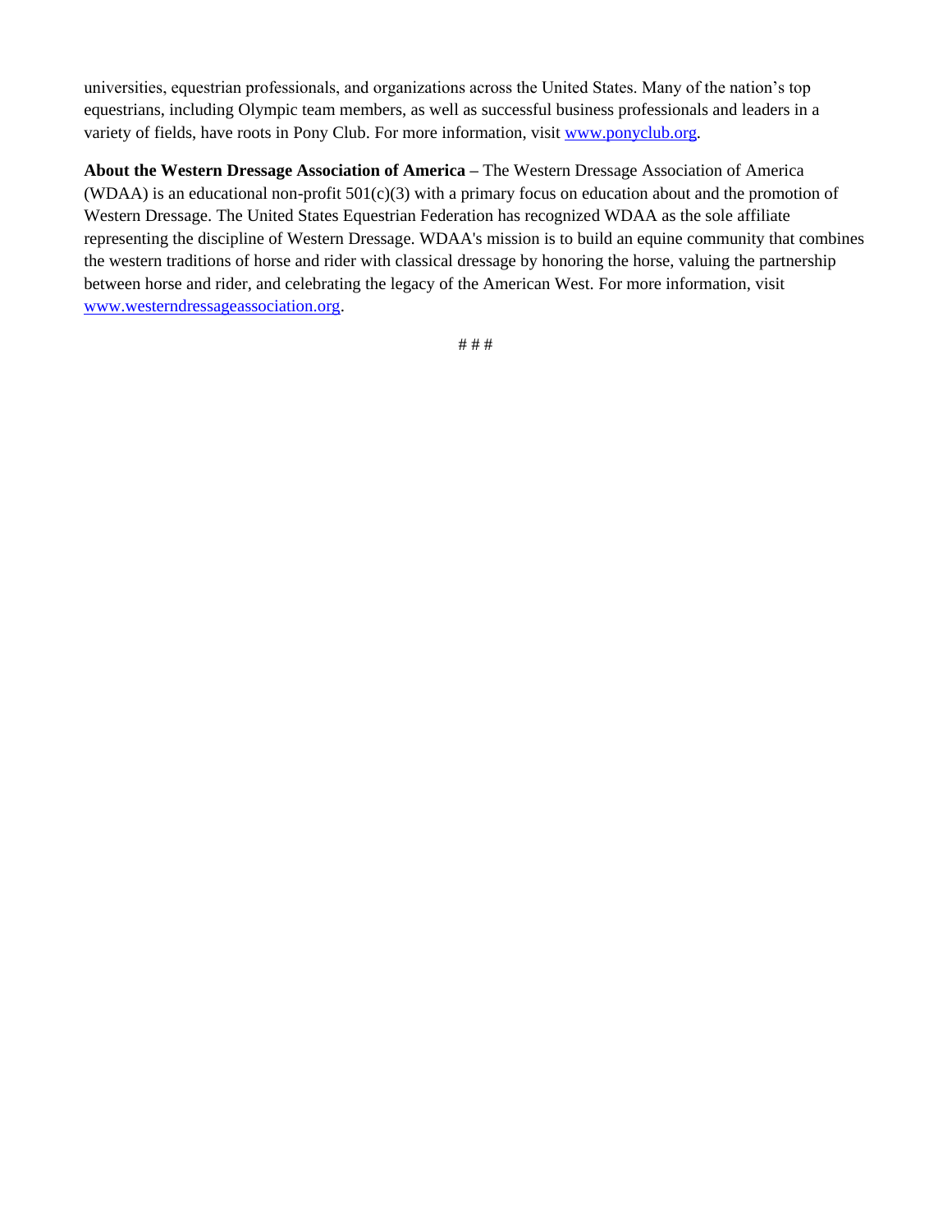universities, equestrian professionals, and organizations across the United States. Many of the nation's top equestrians, including Olympic team members, as well as successful business professionals and leaders in a variety of fields, have roots in Pony Club. For more information, visit [www.ponyclub.org](http://www.ponyclub.org).

**About the Western Dressage Association of America –** The Western Dressage Association of America (WDAA) is an educational non-profit 501(c)(3) with a primary focus on education about and the promotion of Western Dressage. The United States Equestrian Federation has recognized WDAA as the sole affiliate representing the discipline of Western Dressage. WDAA's mission is to build an equine community that combines the western traditions of horse and rider with classical dressage by honoring the horse, valuing the partnership between horse and rider, and celebrating the legacy of the American West. For more information, visit [www.westerndressageassociation.org](http://www.westerndressageassociation.org).

# # #